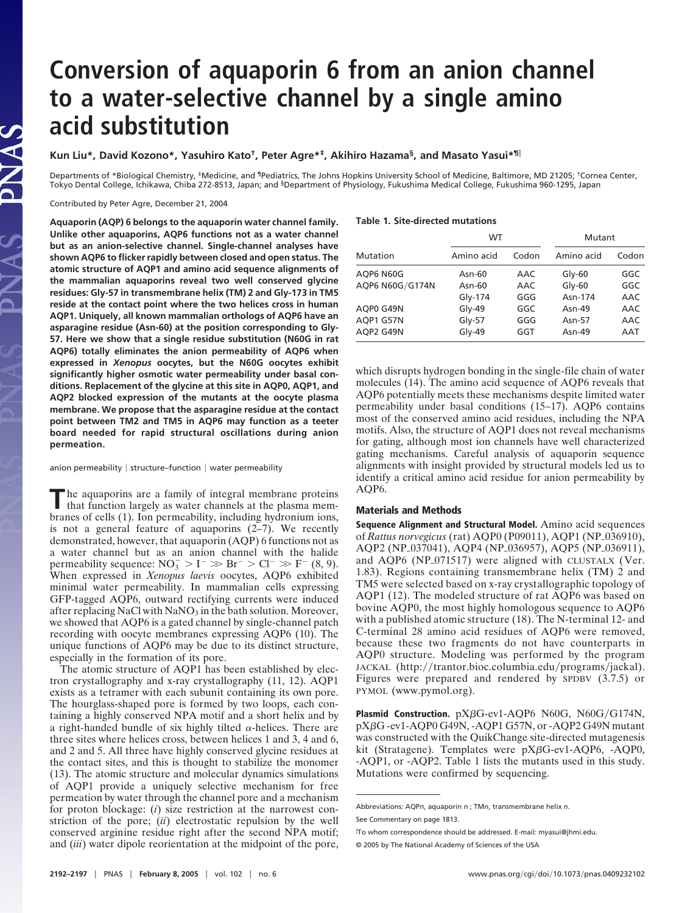// Conversion of aquaporin 6 from an anion channel to a water-selective channel by a single amino acid substitution

**Kun Liu\*, David Kozono\*, Yasuhiro Kato†, Peter Agre\*‡, Akihiro Hazama§, and Masato Yasui\*¶‖**

Departments of \*Biological Chemistry, ‡Medicine, and ¶Pediatrics, The Johns Hopkins University School of Medicine, Baltimore, MD 21205; †Cornea Center, Tokyo Dental College, Ichikawa, Chiba 272-8513, Japan; and §Department of Physiology, Fukushima Medical College, Fukushima 960-1295, Japan

Contributed by Peter Agre, December 21, 2004

**Aquaporin (AQP) 6 belongs to the aquaporin water channel family. Unlike other aquaporins, AQP6 functions not as a water channel but as an anion-selective channel. Single-channel analyses have shown AQP6 to flicker rapidly between closed and open status. The atomic structure of AQP1 and amino acid sequence alignments of the mammalian aquaporins reveal two well conserved glycine residues: Gly-57 in transmembrane helix (TM) 2 and Gly-173 in TM5 reside at the contact point where the two helices cross in human AQP1. Uniquely, all known mammalian orthologs of AQP6 have an asparagine residue (Asn-60) at the position corresponding to Gly-57. Here we show that a single residue substitution (N60G in rat AQP6) totally eliminates the anion permeability of AQP6 when expressed in *Xenopus* oocytes, but the N60G oocytes exhibit significantly higher osmotic water permeability under basal conditions. Replacement of the glycine at this site in AQP0, AQP1, and AQP2 blocked expression of the mutants at the oocyte plasma membrane. We propose that the asparagine residue at the contact point between TM2 and TM5 in AQP6 may function as a teeter board needed for rapid structural oscillations during anion permeation.**

anion permeability | structure–function | water permeability

The aquaporins are a family of integral membrane proteins that function largely as water channels at the plasma membranes of cells (1). Ion permeability, including hydronium ions, is not a general feature of aquaporins (2–7). We recently demonstrated, however, that aquaporin (AQP) 6 functions not as a water channel but as an anion channel with the halide permeability sequence: $NO_3^- > I^- \gg Br^- > Cl^- \gg F^-$ (8, 9). When expressed in *Xenopus laevis* oocytes, AQP6 exhibited minimal water permeability. In mammalian cells expressing GFP-tagged AQP6, outward rectifying currents were induced after replacing NaCl with $NaNO_3$ in the bath solution. Moreover, we showed that AQP6 is a gated channel by single-channel patch recording with oocyte membranes expressing AQP6 (10). The unique functions of AQP6 may be due to its distinct structure, especially in the formation of its pore.

The atomic structure of AQP1 has been established by electron crystallography and x-ray crystallography (11, 12). AQP1 exists as a tetramer with each subunit containing its own pore. The hourglass-shaped pore is formed by two loops, each containing a highly conserved NPA motif and a short helix and by a right-handed bundle of six highly tilted α-helices. There are three sites where helices cross, between helices 1 and 3, 4 and 6, and 2 and 5. All three have highly conserved glycine residues at the contact sites, and this is thought to stabilize the monomer (13). The atomic structure and molecular dynamics simulations of AQP1 provide a uniquely selective mechanism for free permeation by water through the channel pore and a mechanism for proton blockage: (*i*) size restriction at the narrowest constriction of the pore; (*ii*) electrostatic repulsion by the well conserved arginine residue right after the second NPA motif; and (*iii*) water dipole reorientation at the midpoint of the pore, which disrupts hydrogen bonding in the single-file chain of water molecules (14). The amino acid sequence of AQP6 reveals that AQP6 potentially meets these mechanisms despite limited water permeability under basal conditions (15–17). AQP6 contains most of the conserved amino acid residues, including the NPA motifs. Also, the structure of AQP1 does not reveal mechanisms for gating, although most ion channels have well characterized gating mechanisms. Careful analysis of aquaporin sequence alignments with insight provided by structural models led us to identify a critical amino acid residue for anion permeability by AQP6.

**Table 1. Site-directed mutations**

| Mutation | WT | | Mutant | |
|---|---|---|---|---|
| | Amino acid | Codon | Amino acid | Codon |
| AQP6 N60G | Asn-60 | AAC | Gly-60 | GGC |
| AQP6 N60G/G174N | Asn-60 | AAC | Gly-60 | GGC |
| | Gly-174 | GGG | Asn-174 | AAC |
| AQP0 G49N | Gly-49 | GGC | Asn-49 | AAC |
| AQP1 G57N | Gly-57 | GGG | Asn-57 | AAC |
| AQP2 G49N | Gly-49 | GGT | Asn-49 | AAT |

## Materials and Methods

**Sequence Alignment and Structural Model.** Amino acid sequences of *Rattus norvegicus* (rat) AQP0 (P09011), AQP1 (NP_036910), AQP2 (NP_037041), AQP4 (NP_036957), AQP5 (NP_036911), and AQP6 (NP_071517) were aligned with CLUSTALX (Ver. 1.83). Regions containing transmembrane helix (TM) 2 and TM5 were selected based on x-ray crystallographic topology of AQP1 (12). The modeled structure of rat AQP6 was based on bovine AQP0, the most highly homologous sequence to AQP6 with a published atomic structure (18). The N-terminal 12- and C-terminal 28 amino acid residues of AQP6 were removed, because these two fragments do not have counterparts in AQP0 structure. Modeling was performed by the program JACKAL (http://trantor.bioc.columbia.edu/programs/jackal). Figures were prepared and rendered by SPDBV (3.7.5) or PYMOL (www.pymol.org).

**Plasmid Construction.** pXβG-ev1-AQP6 N60G, N60G/G174N, pXβG -ev1-AQP0 G49N, -AQP1 G57N, or -AQP2 G49N mutant was constructed with the QuikChange site-directed mutagenesis kit (Stratagene). Templates were pXβG-ev1-AQP6, -AQP0, -AQP1, or -AQP2. Table 1 lists the mutants used in this study. Mutations were confirmed by sequencing.

Abbreviations: AQP*n*, aquaporin *n* ; TM*n*, transmembrane helix *n*.

See Commentary on page 1813.

‖To whom correspondence should be addressed. E-mail: myasui@jhmi.edu.

© 2005 by The National Academy of Sciences of the USA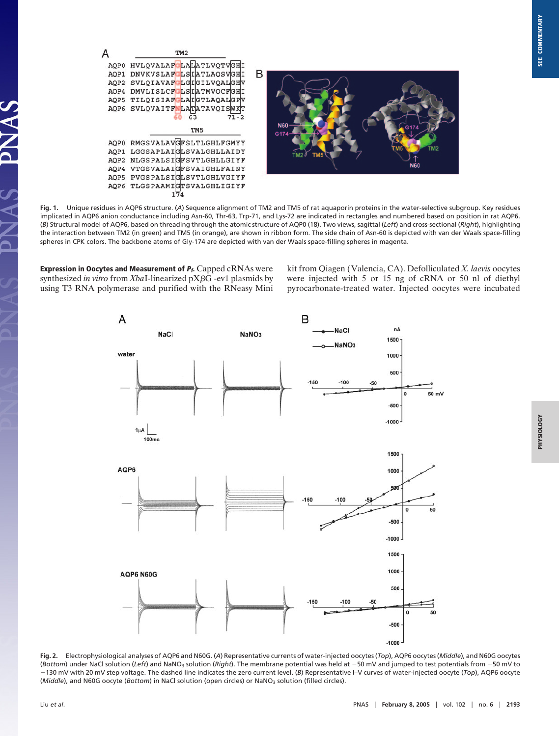**Fig. 1.** Unique residues in AQP6 structure. (*A*) Sequence alignment of TM2 and TM5 of rat aquaporin proteins in the water-selective subgroup. Key residues implicated in AQP6 anion conductance including Asn-60, Thr-63, Trp-71, and Lys-72 are indicated in rectangles and numbered based on position in rat AQP6. (*B*) Structural model of AQP6, based on threading through the atomic structure of AQP0 (18). Two views, sagittal (*Left*) and cross-sectional (*Right*), highlighting the interaction between TM2 (in green) and TM5 (in orange), are shown in ribbon form. The side chain of Asn-60 is depicted with van der Waals space-filling spheres in CPK colors. The backbone atoms of Gly-174 are depicted with van der Waals space-filling spheres in magenta.

**Expression in Oocytes and Measurement of $P_f$.** Capped cRNAs were synthesized *in vitro* from *Xba*I-linearized pXβG -ev1 plasmids by using T3 RNA polymerase and purified with the RNeasy Mini kit from Qiagen (Valencia, CA). Defolliculated *X. laevis* oocytes were injected with 5 or 15 ng of cRNA or 50 nl of diethyl pyrocarbonate-treated water. Injected oocytes were incubated

**Fig. 2.** Electrophysiological analyses of AQP6 and N60G. (*A*) Representative currents of water-injected oocytes (*Top*), AQP6 oocytes (*Middle*), and N60G oocytes (*Bottom*) under NaCl solution (*Left*) and $NaNO_3$ solution (*Right*). The membrane potential was held at −50 mV and jumped to test potentials from +50 mV to −130 mV with 20 mV step voltage. The dashed line indicates the zero current level. (*B*) Representative I–V curves of water-injected oocyte (*Top*), AQP6 oocyte (*Middle*), and N60G oocyte (*Bottom*) in NaCl solution (open circles) or $NaNO_3$ solution (filled circles).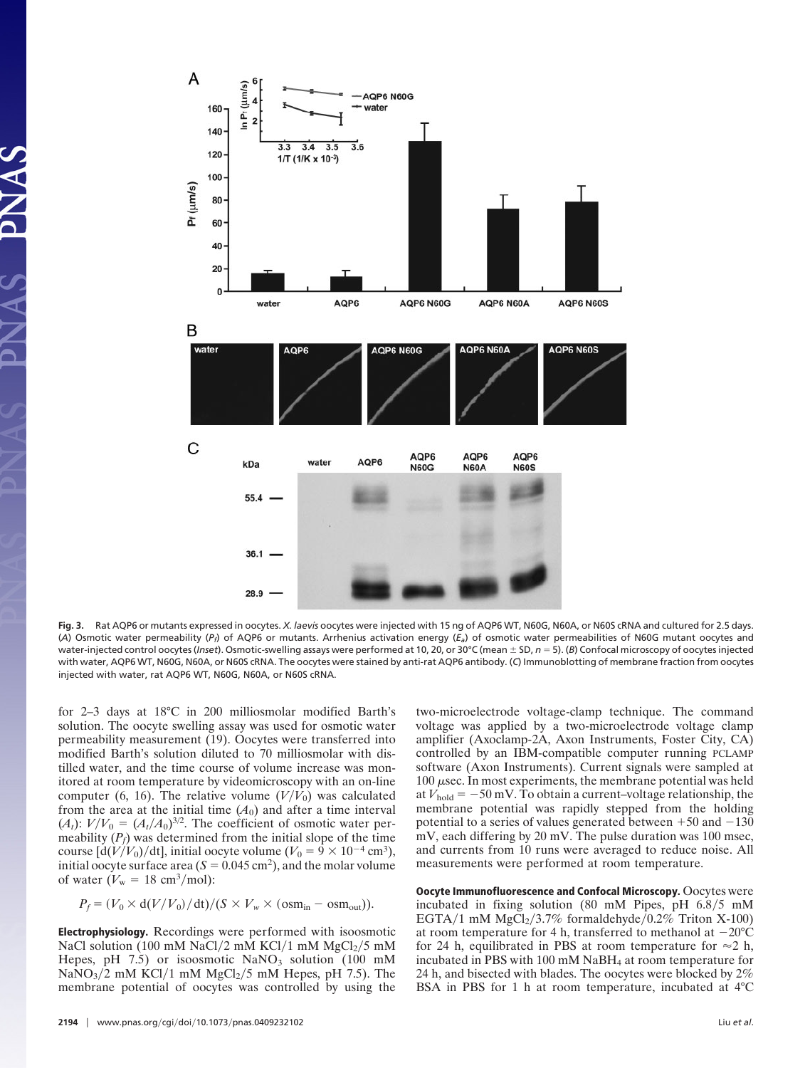**Fig. 3.** Rat AQP6 or mutants expressed in oocytes. *X. laevis* oocytes were injected with 15 ng of AQP6 WT, N60G, N60A, or N60S cRNA and cultured for 2.5 days. (*A*) Osmotic water permeability ($P_f$) of AQP6 or mutants. Arrhenius activation energy ($E_a$) of osmotic water permeabilities of N60G mutant oocytes and water-injected control oocytes (*Inset*). Osmotic-swelling assays were performed at 10, 20, or 30°C (mean ± SD, $n = 5$). (*B*) Confocal microscopy of oocytes injected with water, AQP6 WT, N60G, N60A, or N60S cRNA. The oocytes were stained by anti-rat AQP6 antibody. (*C*) Immunoblotting of membrane fraction from oocytes injected with water, rat AQP6 WT, N60G, N60A, or N60S cRNA.

for 2–3 days at 18°C in 200 milliosmolar modified Barth's solution. The oocyte swelling assay was used for osmotic water permeability measurement (19). Oocytes were transferred into modified Barth's solution diluted to 70 milliosmolar with distilled water, and the time course of volume increase was monitored at room temperature by videomicroscopy with an on-line computer (6, 16). The relative volume ($V/V_0$) was calculated from the area at the initial time ($A_0$) and after a time interval ($A_t$): $V/V_0 = (A_t/A_0)^{3/2}$. The coefficient of osmotic water permeability ($P_f$) was determined from the initial slope of the time course [$d(V/V_0)/dt$], initial oocyte volume ($V_0 = 9 \times 10^{-4}$ cm$^3$), initial oocyte surface area ($S = 0.045$ cm$^2$), and the molar volume of water ($V_w = 18$ cm$^3$/mol):

$$P_f = (V_0 \times d(V/V_0)/dt)/(S \times V_w \times (\text{osm}_{\text{in}} - \text{osm}_{\text{out}})).$$

**Electrophysiology.** Recordings were performed with isoosmotic NaCl solution (100 mM NaCl/2 mM KCl/1 mM $MgCl_2$/5 mM Hepes, pH 7.5) or isoosmotic $NaNO_3$ solution (100 mM $NaNO_3$/2 mM KCl/1 mM $MgCl_2$/5 mM Hepes, pH 7.5). The membrane potential of oocytes was controlled by using the two-microelectrode voltage-clamp technique. The command voltage was applied by a two-microelectrode voltage clamp amplifier (Axoclamp-2A, Axon Instruments, Foster City, CA) controlled by an IBM-compatible computer running PCLAMP software (Axon Instruments). Current signals were sampled at 100 μsec. In most experiments, the membrane potential was held at $V_{\text{hold}} = -50$ mV. To obtain a current–voltage relationship, the membrane potential was rapidly stepped from the holding potential to a series of values generated between +50 and −130 mV, each differing by 20 mV. The pulse duration was 100 msec, and currents from 10 runs were averaged to reduce noise. All measurements were performed at room temperature.

**Oocyte Immunofluorescence and Confocal Microscopy.** Oocytes were incubated in fixing solution (80 mM Pipes, pH 6.8/5 mM EGTA/1 mM $MgCl_2$/3.7% formaldehyde/0.2% Triton X-100) at room temperature for 4 h, transferred to methanol at −20°C for 24 h, equilibrated in PBS at room temperature for ≈2 h, incubated in PBS with 100 mM $NaBH_4$ at room temperature for 24 h, and bisected with blades. The oocytes were blocked by 2% BSA in PBS for 1 h at room temperature, incubated at 4°C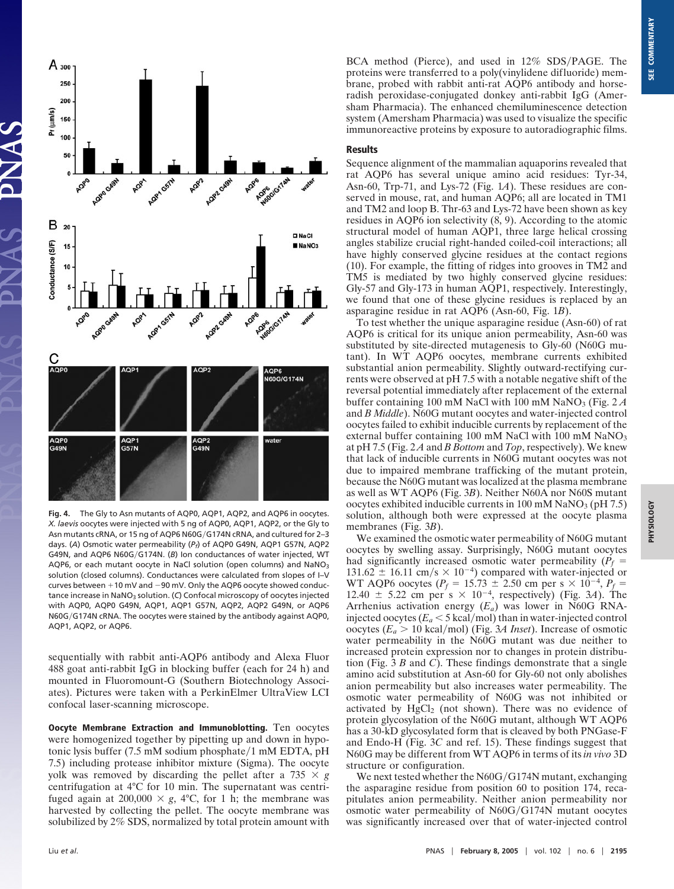Fig. 4. The Gly to Asn mutants of AQP0, AQP1, AQP2, and AQP6 in oocytes. *X. laevis* oocytes were injected with 5 ng of AQP0, AQP1, AQP2, or the Gly to Asn mutants cRNA, or 15 ng of AQP6 N60G/G174N cRNA, and cultured for 2–3 days. (*A*) Osmotic water permeability ($P_f$) of AQP0 G49N, AQP1 G57N, AQP2 G49N, and AQP6 N60G/G174N. (*B*) Ion conductances of water injected, WT AQP6, or each mutant oocyte in NaCl solution (open columns) and $NaNO_3$ solution (closed columns). Conductances were calculated from slopes of I–V curves between +10 mV and −90 mV. Only the AQP6 oocyte showed conductance increase in $NaNO_3$ solution. (*C*) Confocal microscopy of oocytes injected with AQP0, AQP0 G49N, AQP1, AQP1 G57N, AQP2, AQP2 G49N, or AQP6 N60G/G174N cRNA. The oocytes were stained by the antibody against AQP0, AQP1, AQP2, or AQP6.

sequentially with rabbit anti-AQP6 antibody and Alexa Fluor 488 goat anti-rabbit IgG in blocking buffer (each for 24 h) and mounted in Fluoromount-G (Southern Biotechnology Associates). Pictures were taken with a PerkinElmer UltraView LCI confocal laser-scanning microscope.

**Oocyte Membrane Extraction and Immunoblotting.** Ten oocytes were homogenized together by pipetting up and down in hypotonic lysis buffer (7.5 mM sodium phosphate/1 mM EDTA, pH 7.5) including protease inhibitor mixture (Sigma). The oocyte yolk was removed by discarding the pellet after a 735 × *g* centrifugation at 4°C for 10 min. The supernatant was centrifuged again at 200,000 × *g*, 4°C, for 1 h; the membrane was harvested by collecting the pellet. The oocyte membrane was solubilized by 2% SDS, normalized by total protein amount with BCA method (Pierce), and used in 12% SDS/PAGE. The proteins were transferred to a poly(vinylidene difluoride) membrane, probed with rabbit anti-rat AQP6 antibody and horseradish peroxidase-conjugated donkey anti-rabbit IgG (Amersham Pharmacia). The enhanced chemiluminescence detection system (Amersham Pharmacia) was used to visualize the specific immunoreactive proteins by exposure to autoradiographic films.

## Results

Sequence alignment of the mammalian aquaporins revealed that rat AQP6 has several unique amino acid residues: Tyr-34, Asn-60, Trp-71, and Lys-72 (Fig. 1*A*). These residues are conserved in mouse, rat, and human AQP6; all are located in TM1 and TM2 and loop B. Thr-63 and Lys-72 have been shown as key residues in AQP6 ion selectivity (8, 9). According to the atomic structural model of human AQP1, three large helical crossing angles stabilize crucial right-handed coiled-coil interactions; all have highly conserved glycine residues at the contact regions (10). For example, the fitting of ridges into grooves in TM2 and TM5 is mediated by two highly conserved glycine residues: Gly-57 and Gly-173 in human AQP1, respectively. Interestingly, we found that one of these glycine residues is replaced by an asparagine residue in rat AQP6 (Asn-60, Fig. 1*B*).

To test whether the unique asparagine residue (Asn-60) of rat AQP6 is critical for its unique anion permeability, Asn-60 was substituted by site-directed mutagenesis to Gly-60 (N60G mutant). In WT AQP6 oocytes, membrane currents exhibited substantial anion permeability. Slightly outward-rectifying currents were observed at pH 7.5 with a notable negative shift of the reversal potential immediately after replacement of the external buffer containing 100 mM NaCl with 100 mM $NaNO_3$ (Fig. 2 *A* and *B Middle*). N60G mutant oocytes and water-injected control oocytes failed to exhibit inducible currents by replacement of the external buffer containing 100 mM NaCl with 100 mM $NaNO_3$ at pH 7.5 (Fig. 2*A* and *B Bottom* and *Top*, respectively). We knew that lack of inducible currents in N60G mutant oocytes was not due to impaired membrane trafficking of the mutant protein, because the N60G mutant was localized at the plasma membrane as well as WT AQP6 (Fig. 3*B*). Neither N60A nor N60S mutant oocytes exhibited inducible currents in 100 mM $NaNO_3$ (pH 7.5) solution, although both were expressed at the oocyte plasma membranes (Fig. 3*B*).

We examined the osmotic water permeability of N60G mutant oocytes by swelling assay. Surprisingly, N60G mutant oocytes had significantly increased osmotic water permeability ($P_f$ = 131.62 ± 16.11 cm/s × $10^{-4}$) compared with water-injected or WT AQP6 oocytes ($P_f$ = 15.73 ± 2.50 cm per s × $10^{-4}$, $P_f$ = 12.40 ± 5.22 cm per s × $10^{-4}$, respectively) (Fig. 3*A*). The Arrhenius activation energy ($E_a$) was lower in N60G RNA-injected oocytes ($E_a$ < 5 kcal/mol) than in water-injected control oocytes ($E_a$ > 10 kcal/mol) (Fig. 3*A Inset*). Increase of osmotic water permeability in the N60G mutant was due neither to increased protein expression nor to changes in protein distribution (Fig. 3 *B* and *C*). These findings demonstrate that a single amino acid substitution at Asn-60 for Gly-60 not only abolishes anion permeability but also increases water permeability. The osmotic water permeability of N60G was not inhibited or activated by $HgCl_2$ (not shown). There was no evidence of protein glycosylation of the N60G mutant, although WT AQP6 has a 30-kD glycosylated form that is cleaved by both PNGase-F and Endo-H (Fig. 3*C* and ref. 15). These findings suggest that N60G may be different from WT AQP6 in terms of its *in vivo* 3D structure or configuration.

We next tested whether the N60G/G174N mutant, exchanging the asparagine residue from position 60 to position 174, recapitulates anion permeability. Neither anion permeability nor osmotic water permeability of N60G/G174N mutant oocytes was significantly increased over that of water-injected control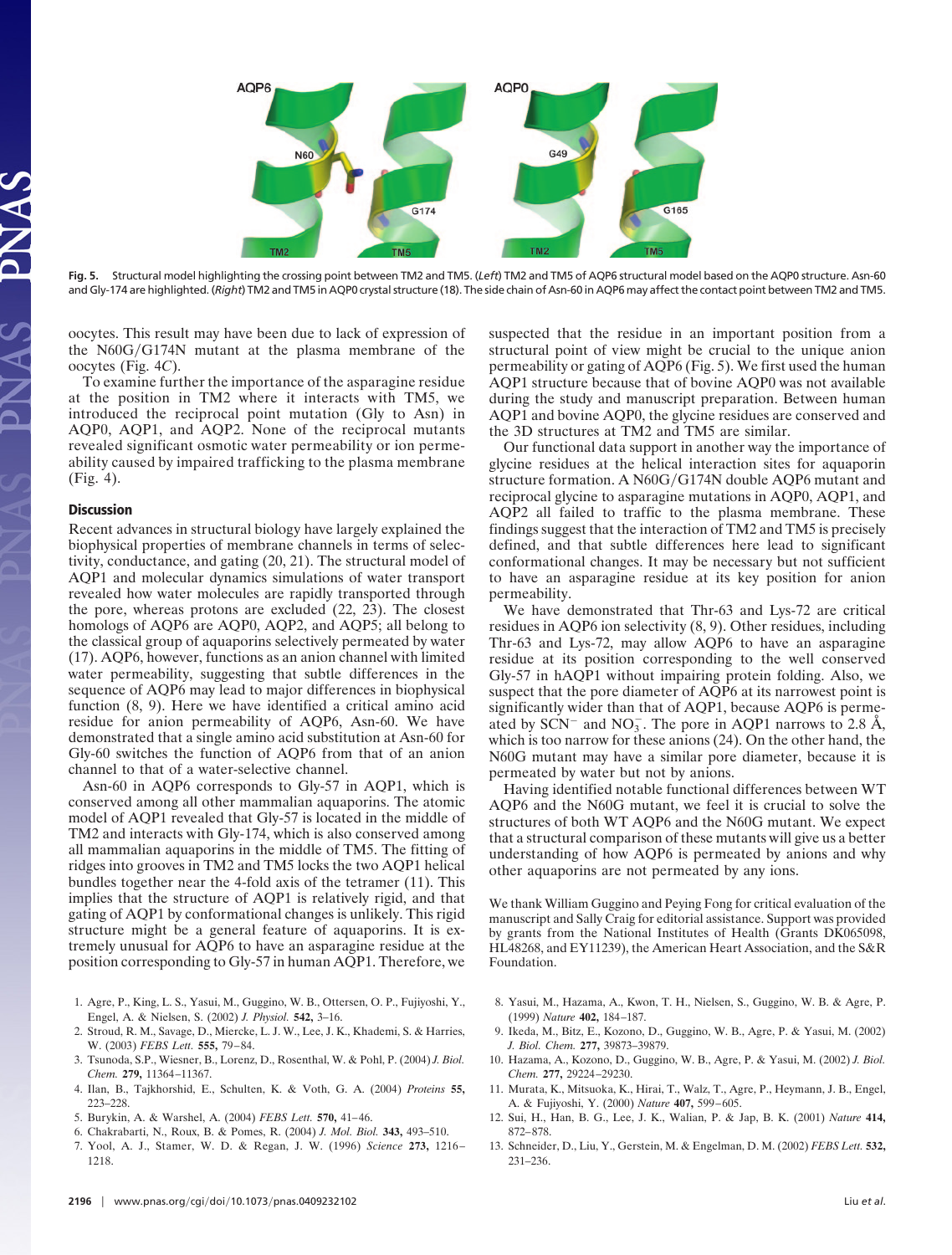Fig. 5. Structural model highlighting the crossing point between TM2 and TM5. (*Left*) TM2 and TM5 of AQP6 structural model based on the AQP0 structure. Asn-60 and Gly-174 are highlighted. (*Right*) TM2 and TM5 in AQP0 crystal structure (18). The side chain of Asn-60 in AQP6 may affect the contact point between TM2 and TM5.

oocytes. This result may have been due to lack of expression of the N60G/G174N mutant at the plasma membrane of the oocytes (Fig. 4*C*).

To examine further the importance of the asparagine residue at the position in TM2 where it interacts with TM5, we introduced the reciprocal point mutation (Gly to Asn) in AQP0, AQP1, and AQP2. None of the reciprocal mutants revealed significant osmotic water permeability or ion permeability caused by impaired trafficking to the plasma membrane (Fig. 4).

## Discussion

Recent advances in structural biology have largely explained the biophysical properties of membrane channels in terms of selectivity, conductance, and gating (20, 21). The structural model of AQP1 and molecular dynamics simulations of water transport revealed how water molecules are rapidly transported through the pore, whereas protons are excluded (22, 23). The closest homologs of AQP6 are AQP0, AQP2, and AQP5; all belong to the classical group of aquaporins selectively permeated by water (17). AQP6, however, functions as an anion channel with limited water permeability, suggesting that subtle differences in the sequence of AQP6 may lead to major differences in biophysical function (8, 9). Here we have identified a critical amino acid residue for anion permeability of AQP6, Asn-60. We have demonstrated that a single amino acid substitution at Asn-60 for Gly-60 switches the function of AQP6 from that of an anion channel to that of a water-selective channel.

Asn-60 in AQP6 corresponds to Gly-57 in AQP1, which is conserved among all other mammalian aquaporins. The atomic model of AQP1 revealed that Gly-57 is located in the middle of TM2 and interacts with Gly-174, which is also conserved among all mammalian aquaporins in the middle of TM5. The fitting of ridges into grooves in TM2 and TM5 locks the two AQP1 helical bundles together near the 4-fold axis of the tetramer (11). This implies that the structure of AQP1 is relatively rigid, and that gating of AQP1 by conformational changes is unlikely. This rigid structure might be a general feature of aquaporins. It is extremely unusual for AQP6 to have an asparagine residue at the position corresponding to Gly-57 in human AQP1. Therefore, we suspected that the residue in an important position from a structural point of view might be crucial to the unique anion permeability or gating of AQP6 (Fig. 5). We first used the human AQP1 structure because that of bovine AQP0 was not available during the study and manuscript preparation. Between human AQP1 and bovine AQP0, the glycine residues are conserved and the 3D structures at TM2 and TM5 are similar.

Our functional data support in another way the importance of glycine residues at the helical interaction sites for aquaporin structure formation. A N60G/G174N double AQP6 mutant and reciprocal glycine to asparagine mutations in AQP0, AQP1, and AQP2 all failed to traffic to the plasma membrane. These findings suggest that the interaction of TM2 and TM5 is precisely defined, and that subtle differences here lead to significant conformational changes. It may be necessary but not sufficient to have an asparagine residue at its key position for anion permeability.

We have demonstrated that Thr-63 and Lys-72 are critical residues in AQP6 ion selectivity (8, 9). Other residues, including Thr-63 and Lys-72, may allow AQP6 to have an asparagine residue at its position corresponding to the well conserved Gly-57 in hAQP1 without impairing protein folding. Also, we suspect that the pore diameter of AQP6 at its narrowest point is significantly wider than that of AQP1, because AQP6 is permeated by $SCN^-$ and $NO_3^-$. The pore in AQP1 narrows to 2.8 Å, which is too narrow for these anions (24). On the other hand, the N60G mutant may have a similar pore diameter, because it is permeated by water but not by anions.

Having identified notable functional differences between WT AQP6 and the N60G mutant, we feel it is crucial to solve the structures of both WT AQP6 and the N60G mutant. We expect that a structural comparison of these mutants will give us a better understanding of how AQP6 is permeated by anions and why other aquaporins are not permeated by any ions.

We thank William Guggino and Peying Fong for critical evaluation of the manuscript and Sally Craig for editorial assistance. Support was provided by grants from the National Institutes of Health (Grants DK065098, HL48268, and EY11239), the American Heart Association, and the S&R Foundation.

1. Agre, P., King, L. S., Yasui, M., Guggino, W. B., Ottersen, O. P., Fujiyoshi, Y., Engel, A. & Nielsen, S. (2002) *J. Physiol.* **542,** 3–16.
2. Stroud, R. M., Savage, D., Miercke, L. J. W., Lee, J. K., Khademi, S. & Harries, W. (2003) *FEBS Lett.* **555,** 79–84.
3. Tsunoda, S.P., Wiesner, B., Lorenz, D., Rosenthal, W. & Pohl, P. (2004) *J. Biol. Chem.* **279,** 11364–11367.
4. Ilan, B., Tajkhorshid, E., Schulten, K. & Voth, G. A. (2004) *Proteins* **55,** 223–228.
5. Burykin, A. & Warshel, A. (2004) *FEBS Lett.* **570,** 41–46.
6. Chakrabarti, N., Roux, B. & Pomes, R. (2004) *J. Mol. Biol.* **343,** 493–510.
7. Yool, A. J., Stamer, W. D. & Regan, J. W. (1996) *Science* **273,** 1216–1218.
8. Yasui, M., Hazama, A., Kwon, T. H., Nielsen, S., Guggino, W. B. & Agre, P. (1999) *Nature* **402,** 184–187.
9. Ikeda, M., Bitz, E., Kozono, D., Guggino, W. B., Agre, P. & Yasui, M. (2002) *J. Biol. Chem.* **277,** 39873–39879.
10. Hazama, A., Kozono, D., Guggino, W. B., Agre, P. & Yasui, M. (2002) *J. Biol. Chem.* **277,** 29224–29230.
11. Murata, K., Mitsuoka, K., Hirai, T., Walz, T., Agre, P., Heymann, J. B., Engel, A. & Fujiyoshi, Y. (2000) *Nature* **407,** 599–605.
12. Sui, H., Han, B. G., Lee, J. K., Walian, P. & Jap, B. K. (2001) *Nature* **414,** 872–878.
13. Schneider, D., Liu, Y., Gerstein, M. & Engelman, D. M. (2002) *FEBS Lett.* **532,** 231–236.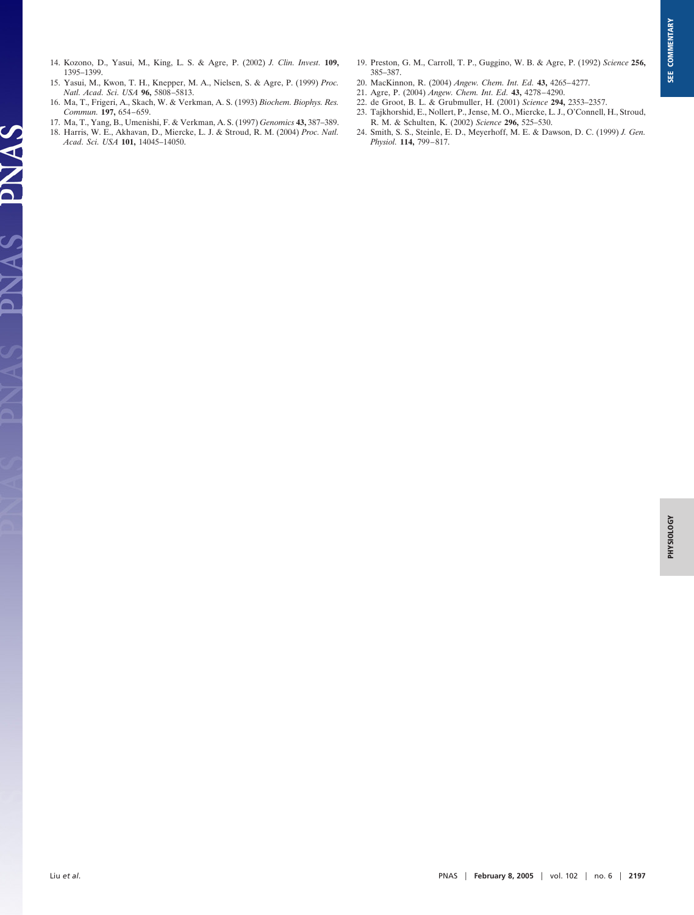14. Kozono, D., Yasui, M., King, L. S. & Agre, P. (2002) *J. Clin. Invest.* **109,** 1395–1399.
15. Yasui, M., Kwon, T. H., Knepper, M. A., Nielsen, S. & Agre, P. (1999) *Proc. Natl. Acad. Sci. USA* **96,** 5808–5813.
16. Ma, T., Frigeri, A., Skach, W. & Verkman, A. S. (1993) *Biochem. Biophys. Res. Commun.* **197,** 654–659.
17. Ma, T., Yang, B., Umenishi, F. & Verkman, A. S. (1997) *Genomics* **43,** 387–389.
18. Harris, W. E., Akhavan, D., Miercke, L. J. & Stroud, R. M. (2004) *Proc. Natl. Acad. Sci. USA* **101,** 14045–14050.
19. Preston, G. M., Carroll, T. P., Guggino, W. B. & Agre, P. (1992) *Science* **256,** 385–387.
20. MacKinnon, R. (2004) *Angew. Chem. Int. Ed.* **43,** 4265–4277.
21. Agre, P. (2004) *Angew. Chem. Int. Ed.* **43,** 4278–4290.
22. de Groot, B. L. & Grubmuller, H. (2001) *Science* **294,** 2353–2357.
23. Tajkhorshid, E., Nollert, P., Jense, M. O., Miercke, L. J., O'Connell, H., Stroud, R. M. & Schulten, K. (2002) *Science* **296,** 525–530.
24. Smith, S. S., Steinle, E. D., Meyerhoff, M. E. & Dawson, D. C. (1999) *J. Gen. Physiol.* **114,** 799–817.